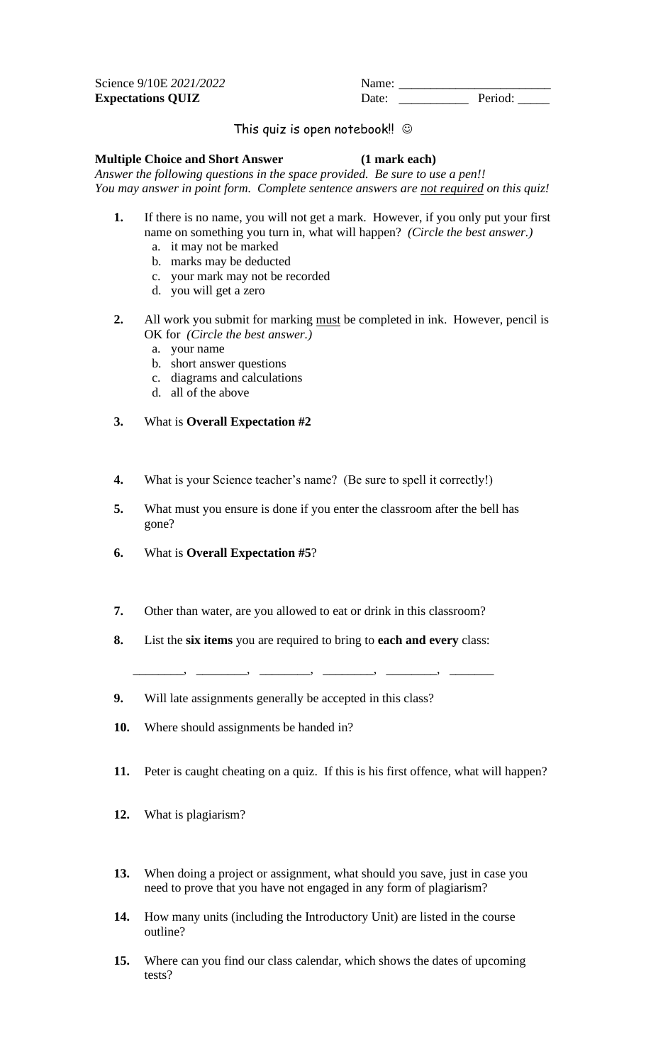Science 9/10E *2021/2022*
**Expectations QUIZ**

Name: ________________________
Date: ___________ Period: _____

This quiz is open notebook!! ☺

**Multiple Choice and Short Answer (1 mark each)**

*Answer the following questions in the space provided. Be sure to use a pen!!*
*You may answer in point form. Complete sentence answers are not required on this quiz!*

1. If there is no name, you will not get a mark. However, if you only put your first name on something you turn in, what will happen? *(Circle the best answer.)*
   a. it may not be marked
   b. marks may be deducted
   c. your mark may not be recorded
   d. you will get a zero

2. All work you submit for marking must be completed in ink. However, pencil is OK for *(Circle the best answer.)*
   a. your name
   b. short answer questions
   c. diagrams and calculations
   d. all of the above

3. What is **Overall Expectation #2**

4. What is your Science teacher's name? (Be sure to spell it correctly!)

5. What must you ensure is done if you enter the classroom after the bell has gone?

6. What is **Overall Expectation #5**?

7. Other than water, are you allowed to eat or drink in this classroom?

8. List the **six items** you are required to bring to **each and every** class:

   ________, ________, ________, ________, ________, _______

9. Will late assignments generally be accepted in this class?

10. Where should assignments be handed in?

11. Peter is caught cheating on a quiz. If this is his first offence, what will happen?

12. What is plagiarism?

13. When doing a project or assignment, what should you save, just in case you need to prove that you have not engaged in any form of plagiarism?

14. How many units (including the Introductory Unit) are listed in the course outline?

15. Where can you find our class calendar, which shows the dates of upcoming tests?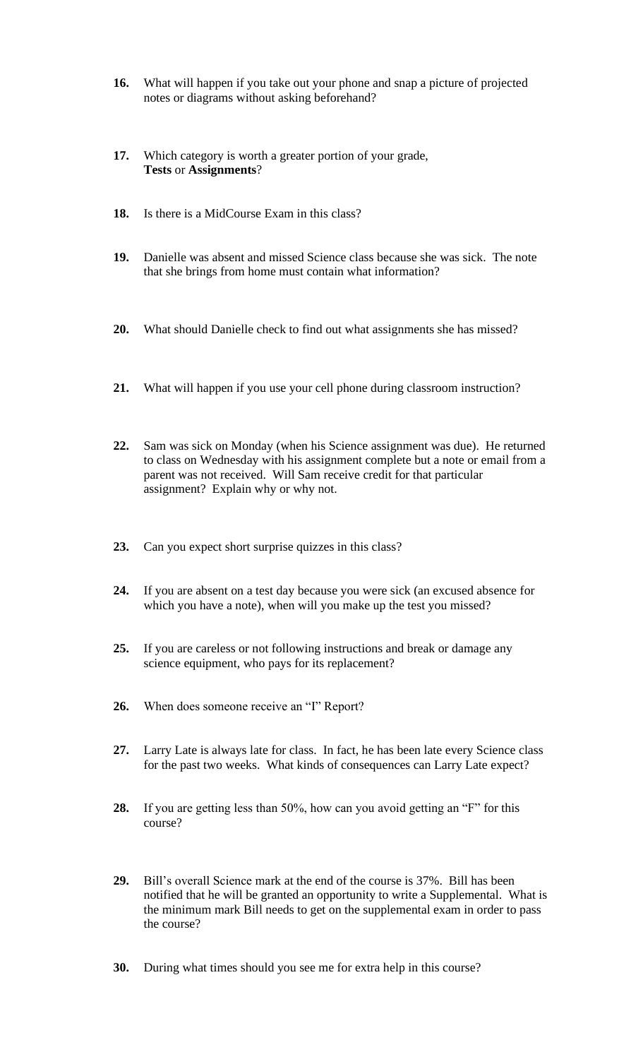16. What will happen if you take out your phone and snap a picture of projected notes or diagrams without asking beforehand?

17. Which category is worth a greater portion of your grade, **Tests** or **Assignments**?

18. Is there is a MidCourse Exam in this class?

19. Danielle was absent and missed Science class because she was sick. The note that she brings from home must contain what information?

20. What should Danielle check to find out what assignments she has missed?

21. What will happen if you use your cell phone during classroom instruction?

22. Sam was sick on Monday (when his Science assignment was due). He returned to class on Wednesday with his assignment complete but a note or email from a parent was not received. Will Sam receive credit for that particular assignment? Explain why or why not.

23. Can you expect short surprise quizzes in this class?

24. If you are absent on a test day because you were sick (an excused absence for which you have a note), when will you make up the test you missed?

25. If you are careless or not following instructions and break or damage any science equipment, who pays for its replacement?

26. When does someone receive an "I" Report?

27. Larry Late is always late for class. In fact, he has been late every Science class for the past two weeks. What kinds of consequences can Larry Late expect?

28. If you are getting less than 50%, how can you avoid getting an "F" for this course?

29. Bill's overall Science mark at the end of the course is 37%. Bill has been notified that he will be granted an opportunity to write a Supplemental. What is the minimum mark Bill needs to get on the supplemental exam in order to pass the course?

30. During what times should you see me for extra help in this course?